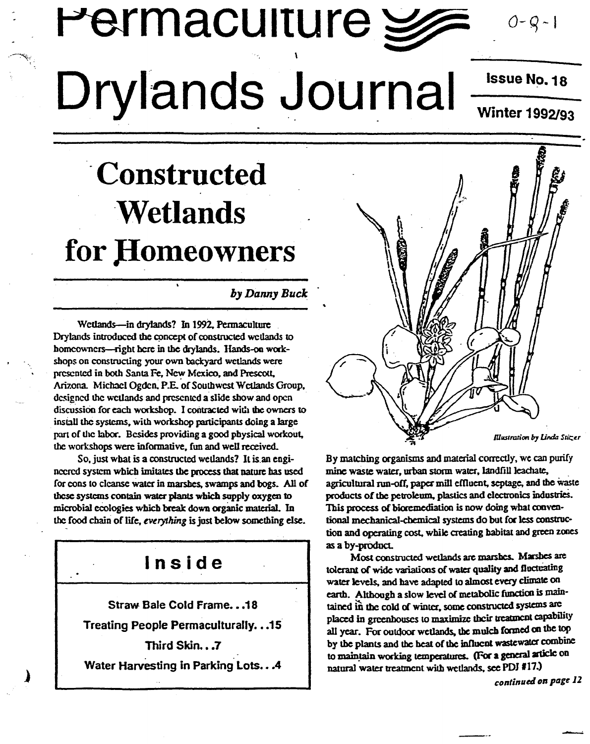# Permaculture Drylands Journal

Issue No. 18

Winter 1992/93

## Constructed Wetlands for Homeowners

*by Danny Buck*

Wetlands—in drylands? In 1992, Permaculture Drylands introduced the concept of constructed wetlands to homeowners—right here in the drylands. Hands-on workshops on constructing your own backyard wetlands were presented in both Santa Fe, New Mexico, and Prescott, Arizona. Michael Ogden, P.E. of Southwest Wetlands Group, designed the wetlands and presented a slide show and open discussion for each workshop. I contracted with the owners to install the systems, with workshop participants doing a large part of the labor. Besides providing a good physical workout, the workshops were informative, fun and well received.

So, just what is a constructed wetlands? It is an engineered system which imitates the process that nature has used for eons to cleanse water in marshes, swamps and bogs. All of these systems contain water plants which supply oxygen to microbial ecologies which break down organic material. In the food chain of life, *everything* is just below something else.

### Inside

Straw Bale Cold Frame. . .18

Treating People Permaculturally. . .15

Third Skin. . .7

Water Harvesting in Parking Lots. . .4

*Illustration by Linda Stitzer*

By matching organisms and material correctly, we can purify mine waste water, urban storm water, landfill leachate, agricultural run-off, paper mill effluent, septage, and the waste products of the petroleum, plastics and electronics industries. This process of bioremediation is now doing what conventional mechanical-chemical systems do but for less construction and operating cost, while creating habitat and green zones as a by-product.

Most constructed wetlands are marshes. Marshes are tolerant of wide variations of water quality and fluctuating water levels, and have adapted to almost every climate on earth. Although a slow level of metabolic function is maintained in the cold of winter, some constructed systems are placed in greenhouses to maximize their treatment capability all year. For outdoor wetlands, the mulch formed on the top by the plants and the heat of the influent wastewater combine to maintain working temperatures. (For a general article on natural water treatment with wetlands, see PDJ #17.)

*continued on page 12*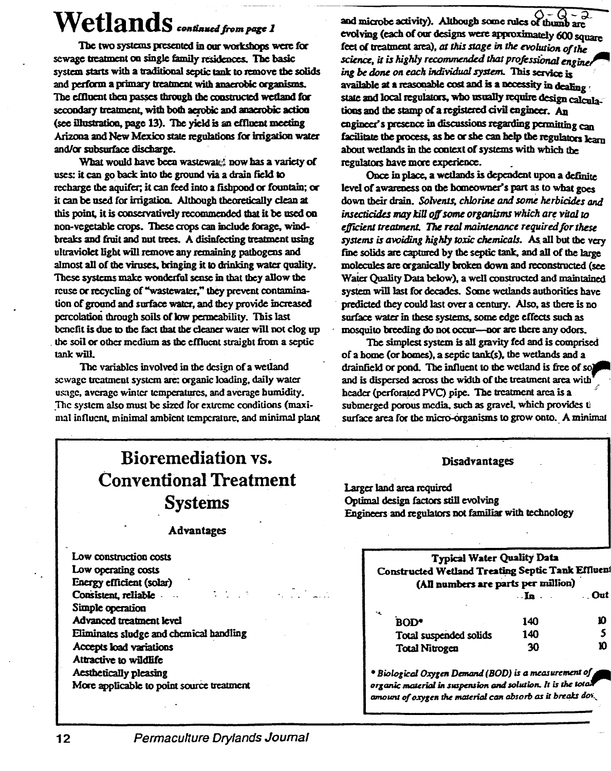# Wetlands *continued from page 1*

The two systems presented in our workshops were for sewage treatment on single family residences. The basic system starts with a traditional septic tank to remove the solids and perform a primary treatment with anaerobic organisms. The effluent then passes through the constructed wetland for secondary treatment, with both aerobic and anaerobic action (see illustration, page 13). The yield is an effluent meeting Arizona and New Mexico state regulations for irrigation water and/or subsurface discharge.

What would have been wastewater now has a variety of uses: it can go back into the ground via a drain field to recharge the aquifer; it can feed into a fishpond or fountain; or it can be used for irrigation. Although theoretically clean at this point, it is conservatively recommended that it be used on non-vegetable crops. These crops can include forage, windbreaks and fruit and nut trees. A disinfecting treatment using ultraviolet light will remove any remaining pathogens and almost all of the viruses, bringing it to drinking water quality. These systems make wonderful sense in that they allow the reuse or recycling of "wastewater," they prevent contamination of ground and surface water, and they provide increased percolation through soils of low permeability. This last benefit is due to the fact that the cleaner water will not clog up the soil or other medium as the effluent straight from a septic tank will.

The variables involved in the design of a wetland sewage treatment system are: organic loading, daily water usage, average winter temperatures, and average humidity. The system also must be sized for extreme conditions (maximal influent, minimal ambient temperature, and minimal plant and microbe activity). Although some rules of thumb are evolving (each of our designs were approximately 600 square feet of treatment area), *at this stage in the evolution of the science, it is highly recommended that professional engineering be done on each individual system.* This service is available at a reasonable cost and is a necessity in dealing state and local regulators, who usually require design calculations and the stamp of a registered civil engineer. An engineer's presence in discussions regarding permitting can facilitate the process, as he or she can help the regulators learn about wetlands in the context of systems with which the regulators have more experience.

Once in place, a wetlands is dependent upon a definite level of awareness on the homeowner's part as to what goes down their drain. *Solvents, chlorine and some herbicides and insecticides may kill off some organisms which are vital to efficient treatment. The real maintenance required for these systems is avoiding highly toxic chemicals.* As all but the very fine solids are captured by the septic tank, and all of the large molecules are organically broken down and reconstructed (see Water Quality Data below), a well constructed and maintained system will last for decades. Some wetlands authorities have predicted they could last over a century. Also, as there is no surface water in these systems, some edge effects such as mosquito breeding do not occur—nor are there any odors.

The simplest system is all gravity fed and is comprised of a home (or homes), a septic tank(s), the wetlands and a drainfield or pond. The influent to the wetland is free of solids and is dispersed across the width of the treatment area with a header (perforated PVC) pipe. The treatment area is a submerged porous media, such as gravel, which provides the surface area for the micro-organisms to grow onto. A minimal

## Bioremediation vs. Conventional Treatment Systems

### Advantages

- Low construction costs
- Low operating costs
- Energy efficient (solar)
- Consistent, reliable
- Simple operation
- Advanced treatment level
- Eliminates sludge and chemical handling
- Accepts load variations
- Attractive to wildlife
- Aesthetically pleasing
- More applicable to point source treatment

### Disadvantages

- Larger land area required
- Optimal design factors still evolving
- Engineers and regulators not familiar with technology

**Typical Water Quality Data**
**Constructed Wetland Treating Septic Tank Effluent**
**(All numbers are parts per million)**

| | In | Out |
|---|---|---|
| BOD* | 140 | 10 |
| Total suspended solids | 140 | 5 |
| Total Nitrogen | 30 | 10 |

*\* Biological Oxygen Demand (BOD) is a measurement of organic material in suspension and solution. It is the total amount of oxygen the material can absorb as it breaks down.*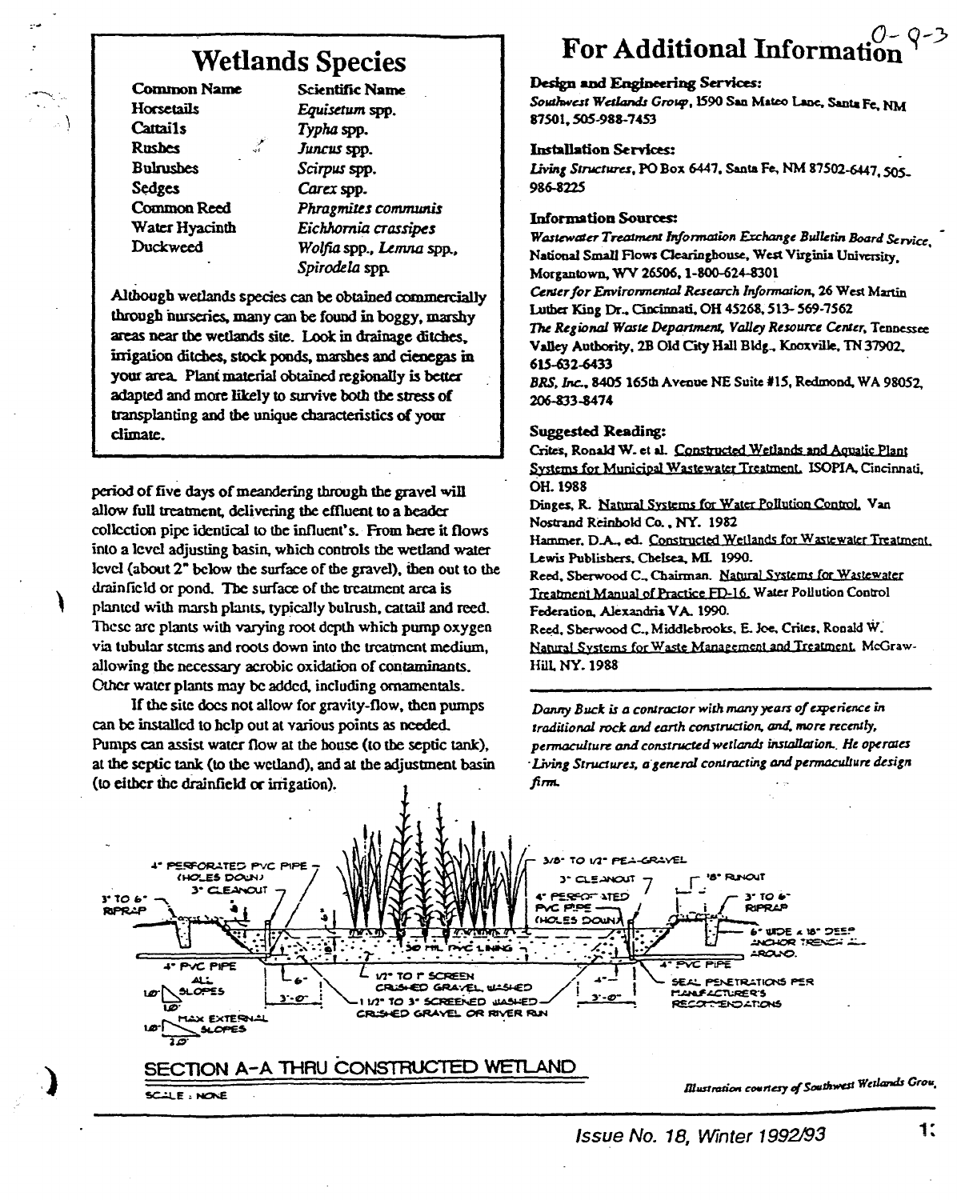## Wetlands Species

| Common Name | Scientific Name |
|---|---|
| Horsetails | *Equisetum* spp. |
| Cattails | *Typha* spp. |
| Rushes | *Juncus* spp. |
| Bulrushes | *Scirpus* spp. |
| Sedges | *Carex* spp. |
| Common Reed | *Phragmites communis* |
| Water Hyacinth | *Eichhornia crassipes* |
| Duckweed | *Wolfia* spp., *Lemna* spp., *Spirodela* spp. |

Although wetlands species can be obtained commercially through nurseries, many can be found in boggy, marshy areas near the wetlands site. Look in drainage ditches, irrigation ditches, stock ponds, marshes and cienegas in your area. Plant material obtained regionally is better adapted and more likely to survive both the stress of transplanting and the unique characteristics of your climate.

period of five days of meandering through the gravel will allow full treatment, delivering the effluent to a header collection pipe identical to the influent's. From here it flows into a level adjusting basin, which controls the wetland water level (about 2" below the surface of the gravel), then out to the drainfield or pond. The surface of the treatment area is planted with marsh plants, typically bulrush, cattail and reed. These are plants with varying root depth which pump oxygen via tubular stems and roots down into the treatment medium, allowing the necessary aerobic oxidation of contaminants. Other water plants may be added, including ornamentals.

If the site does not allow for gravity-flow, then pumps can be installed to help out at various points as needed. Pumps can assist water flow at the house (to the septic tank), at the septic tank (to the wetland), and at the adjustment basin (to either the drainfield or irrigation).

# For Additional Information

**Design and Engineering Services:**

*Southwest Wetlands Group*, 1590 San Mateo Lane, Santa Fe, NM 87501, 505-988-7453

**Installation Services:**

*Living Structures*, PO Box 6447, Santa Fe, NM 87502-6447, 505-986-8225

**Information Sources:**

*Wastewater Treatment Information Exchange Bulletin Board Service*, National Small Flows Clearinghouse, West Virginia University, Morgantown, WV 26506, 1-800-624-8301

*Center for Environmental Research Information*, 26 West Martin Luther King Dr., Cincinnati, OH 45268, 513-569-7562

*The Regional Waste Department, Valley Resource Center*, Tennessee Valley Authority, 2B Old City Hall Bldg., Knoxville, TN 37902, 615-632-6433

*BRS, Inc.*, 8405 165th Avenue NE Suite #15, Redmond, WA 98052, 206-833-8474

**Suggested Reading:**

Crites, Ronald W. et al. Constructed Wetlands and Aquatic Plant Systems for Municipal Wastewater Treatment. ISOPIA, Cincinnati, OH. 1988

Dinges, R. Natural Systems for Water Pollution Control. Van Nostrand Reinhold Co., NY. 1982

Hammer, D.A., ed. Constructed Wetlands for Wastewater Treatment. Lewis Publishers, Chelsea, MI. 1990.

Reed, Sherwood C., Chairman. Natural Systems for Wastewater Treatment Manual of Practice FD-16. Water Pollution Control Federation, Alexandria VA. 1990.

Reed, Sherwood C., Middlebrooks, E. Joe, Crites, Ronald W. Natural Systems for Waste Management and Treatment. McGraw-Hill, NY. 1988

*Danny Buck is a contractor with many years of experience in traditional rock and earth construction, and, more recently, permaculture and constructed wetlands installation. He operates Living Structures, a general contracting and permaculture design firm.*

4" PERFORATED PVC PIPE (HOLES DOWN) · 3" CLEANOUT · 3" TO 6" RIPRAP · 4" PVC PIPE · ALL SLOPES 1.0 / 1.0 · MAX EXTERNAL SLOPES 1.0 / 2.0 · 6" · 3'-0" · 1/2" TO 1" SCREEN CRUSHED GRAVEL, WASHED · 1 1/2" TO 3" SCREENED WASHED CRUSHED GRAVEL OR RIVER RUN · 30 MIL PVC LINING · 3/8" TO 1/2" PEA-GRAVEL · 3" CLEANOUT · 4" PERFORATED PVC PIPE (HOLES DOWN) · 18" RUNOUT · 3" TO 6" RIPRAP · 6" WIDE x 18" DEEP ANCHOR TRENCH ALL AROUND. · 4" PVC PIPE · 4" · 3'-0" · SEAL PENETRATIONS PER MANUFACTURER'S RECOMMENDATIONS

SECTION A-A THRU CONSTRUCTED WETLAND

SCALE : NONE

*Illustration courtesy of Southwest Wetlands Grou[p]*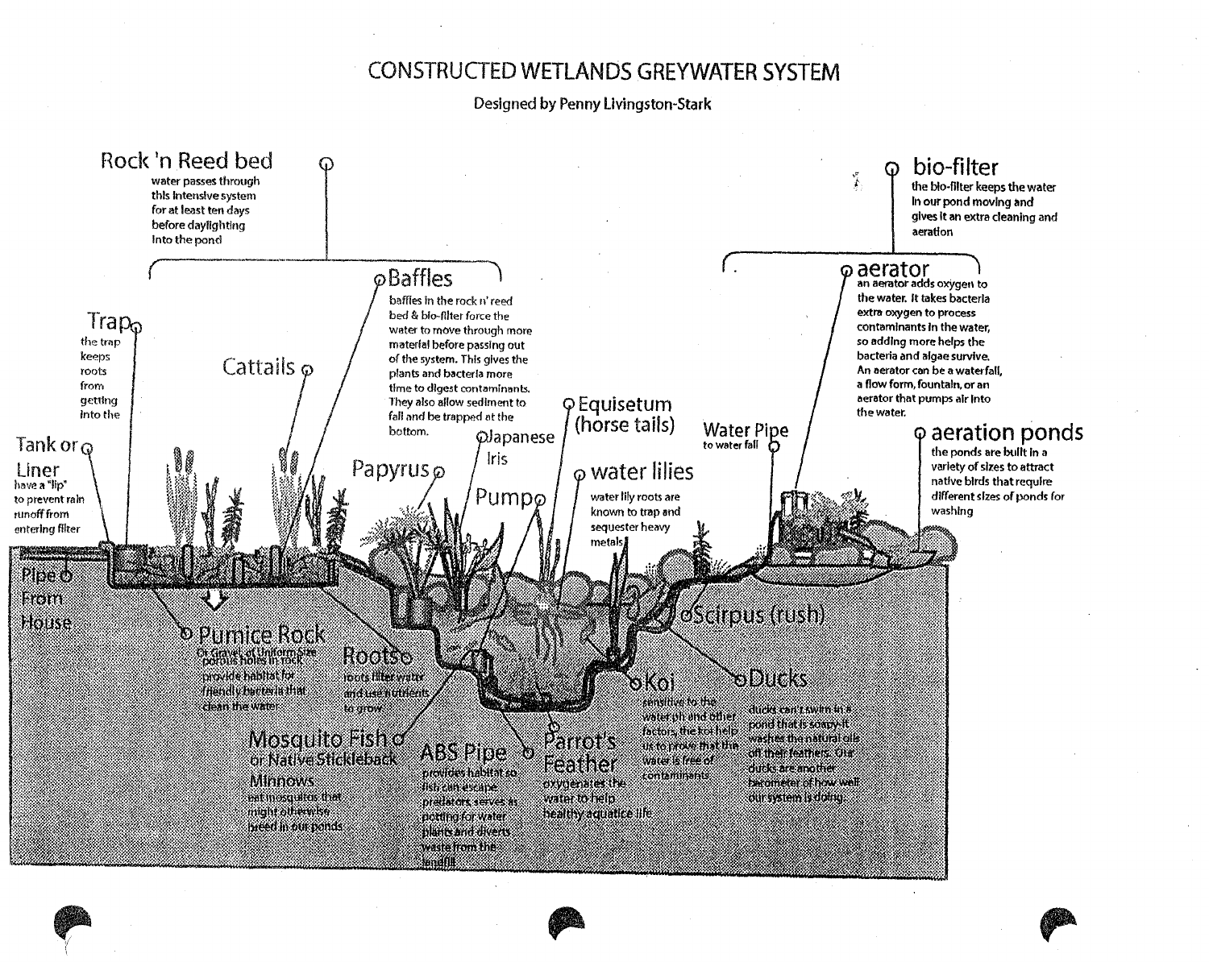# CONSTRUCTED WETLANDS GREYWATER SYSTEM

Designed by Penny Livingston-Stark

**Rock 'n Reed bed**
water passes through this intensive system for at least ten days before daylighting into the pond

**bio-filter**
the bio-filter keeps the water in our pond moving and gives it an extra cleaning and aeration

**Trap**
the trap keeps roots from getting into the

**Tank or Liner**
have a "lip" to prevent rain runoff from entering filter

**Cattails**

**Baffles**
baffles in the rock n' reed bed & bio-filter force the water to move through more material before passing out of the system. This gives the plants and bacteria more time to digest contaminants. They also allow sediment to fall and be trapped at the bottom.

**Papyrus**

**Japanese Iris**

**Equisetum (horse tails)**

**Pump**

**water lilies**
water lily roots are known to trap and sequester heavy metals

**Water Pipe**
to water fall

**aerator**
an aerator adds oxygen to the water. It takes bacteria extra oxygen to process contaminants in the water, so adding more helps the bacteria and algae survive. An aerator can be a waterfall, a flow form, fountain, or an aerator that pumps air into the water.

**aeration ponds**
the ponds are built in a variety of sizes to attract native birds that require different sizes of ponds for washing

**Pipe From House**

**Pumice Rock**
Or Gravel of Uniform Size
porous holes in rock provide habitat for friendly bacteria that clean the water

**Roots**
roots filter water and use nutrients to grow

**Scirpus (rush)**

**Mosquito Fish or Native Stickleback Minnows**
eat mosquitos that might otherwise breed in our ponds

**ABS Pipe**
provides habitat so fish can escape predators serves as potting for water plants and diverts waste from the landfill

**Parrot's Feather**
oxygenates the water to help healthy aquatice life

**Koi**
sensitive to the water ph and other factors, the koi help us to prove that the water is free of contaminants

**Ducks**
ducks can't swim in a pond that is soapy-it washes the natural oils off their feathers. Our ducks are another barometer of how well our system is doing.